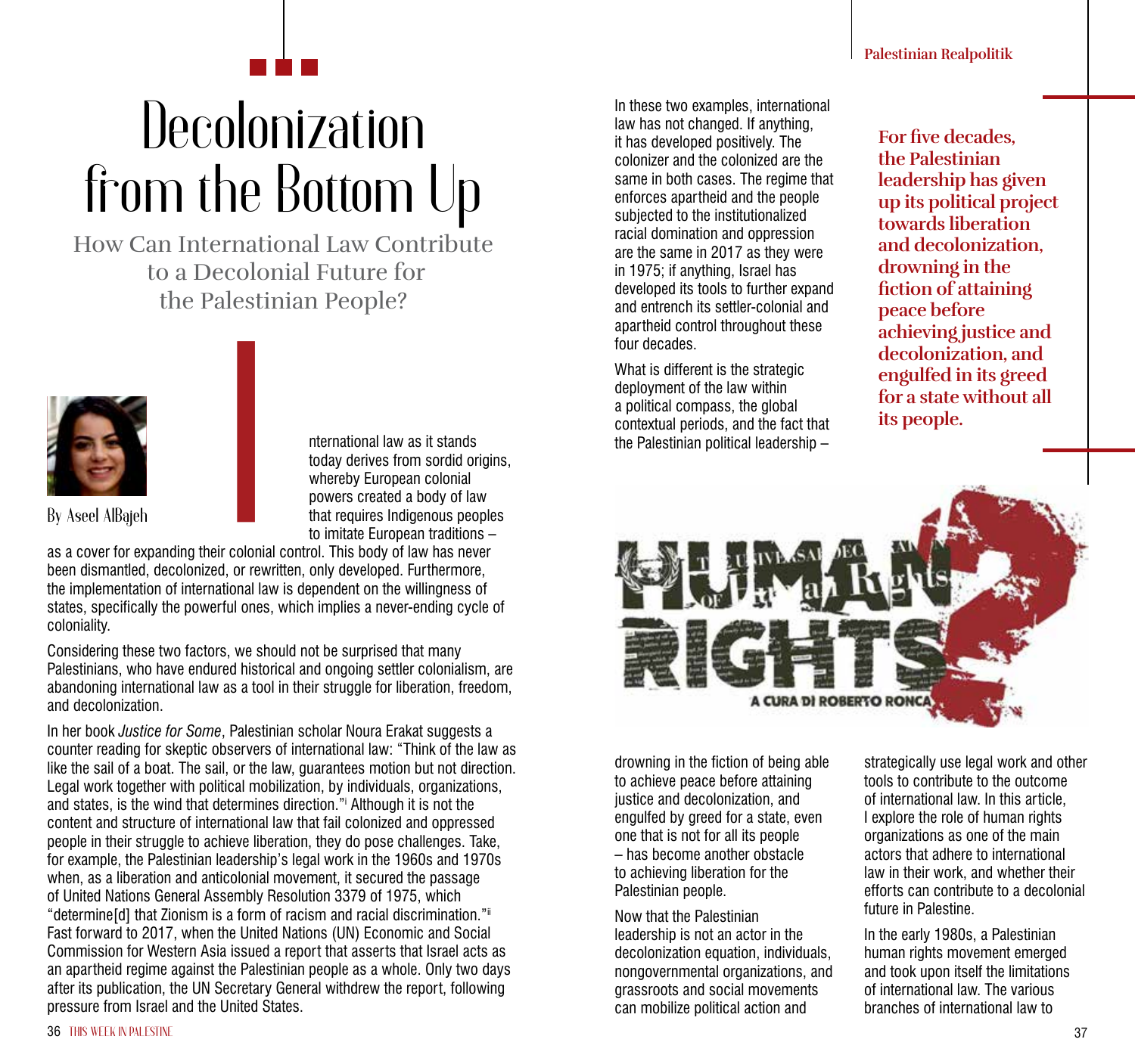# Decolonization from the Bottom Up

## How Can International Law Contribute to a Decolonial Future for the Palestinian People?

By Aseel AlBajeh

International law as it stands today derives from sordid origins, whereby European colonial powers created a body of law that requires Indigenous peoples to imitate European traditions – as a cover for expanding their colonial control. This body of law has never been dismantled, decolonized, or rewritten, only developed. Furthermore, the implementation of international law is dependent on the willingness of states, specifically the powerful ones, which implies a never-ending cycle of coloniality.

Considering these two factors, we should not be surprised that many Palestinians, who have endured historical and ongoing settler colonialism, are abandoning international law as a tool in their struggle for liberation, freedom, and decolonization.

In her book *Justice for Some*, Palestinian scholar Noura Erakat suggests a counter reading for skeptic observers of international law: "Think of the law as like the sail of a boat. The sail, or the law, guarantees motion but not direction. Legal work together with political mobilization, by individuals, organizations, and states, is the wind that determines direction."[i] Although it is not the content and structure of international law that fail colonized and oppressed people in their struggle to achieve liberation, they do pose challenges. Take, for example, the Palestinian leadership's legal work in the 1960s and 1970s when, as a liberation and anticolonial movement, it secured the passage of United Nations General Assembly Resolution 3379 of 1975, which "determine[d] that Zionism is a form of racism and racial discrimination."[ii] Fast forward to 2017, when the United Nations (UN) Economic and Social Commission for Western Asia issued a report that asserts that Israel acts as an apartheid regime against the Palestinian people as a whole. Only two days after its publication, the UN Secretary General withdrew the report, following pressure from Israel and the United States.

In these two examples, international law has not changed. If anything, it has developed positively. The colonizer and the colonized are the same in both cases. The regime that enforces apartheid and the people subjected to the institutionalized racial domination and oppression are the same in 2017 as they were in 1975; if anything, Israel has developed its tools to further expand and entrench its settler-colonial and apartheid control throughout these four decades.

What is different is the strategic deployment of the law within a political compass, the global contextual periods, and the fact that the Palestinian political leadership – drowning in the fiction of being able to achieve peace before attaining justice and decolonization, and engulfed by greed for a state, even one that is not for all its people – has become another obstacle to achieving liberation for the Palestinian people.

> **For five decades, the Palestinian leadership has given up its political project towards liberation and decolonization, drowning in the fiction of attaining peace before achieving justice and decolonization, and engulfed in its greed for a state without all its people.**

Now that the Palestinian leadership is not an actor in the decolonization equation, individuals, nongovernmental organizations, and grassroots and social movements can mobilize political action and strategically use legal work and other tools to contribute to the outcome of international law. In this article, I explore the role of human rights organizations as one of the main actors that adhere to international law in their work, and whether their efforts can contribute to a decolonial future in Palestine.

In the early 1980s, a Palestinian human rights movement emerged and took upon itself the limitations of international law. The various branches of international law to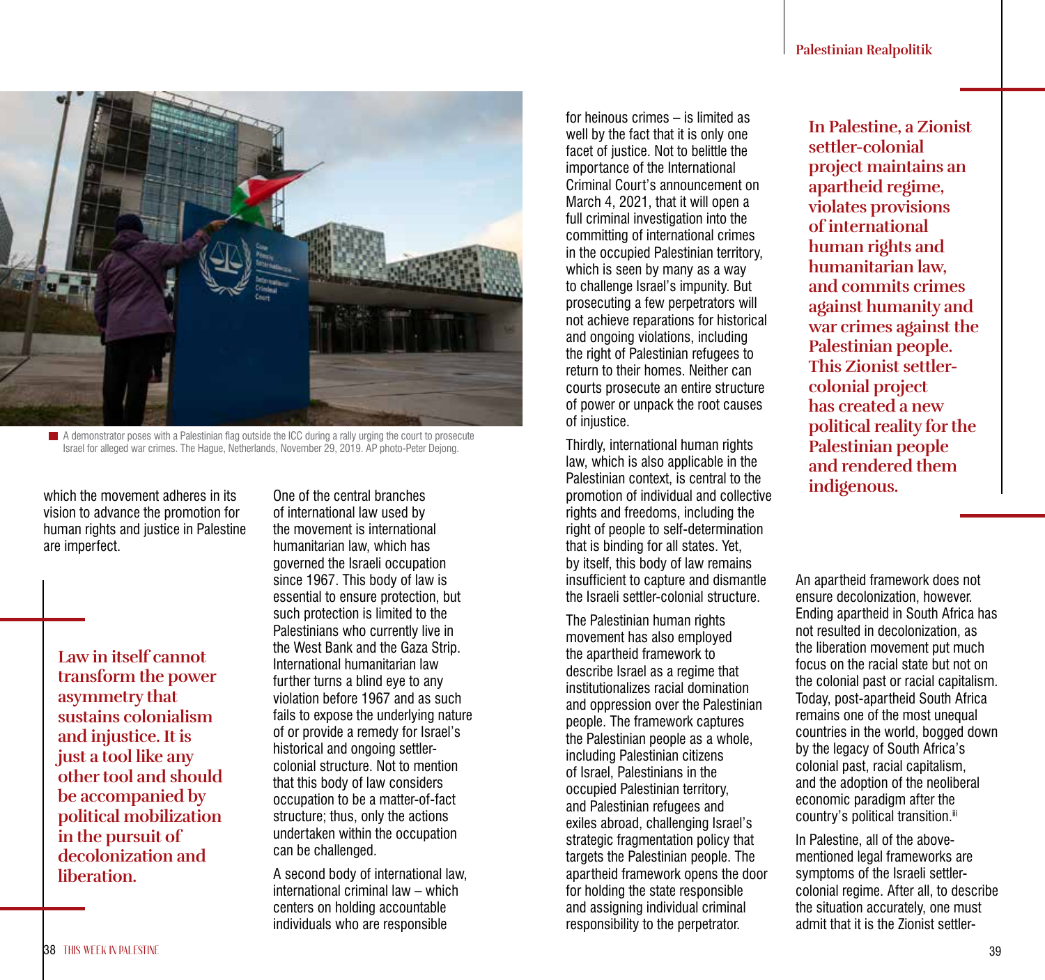A demonstrator poses with a Palestinian flag outside the ICC during a rally urging the court to prosecute Israel for alleged war crimes. The Hague, Netherlands, November 29, 2019. AP photo-Peter Dejong.

which the movement adheres in its vision to advance the promotion for human rights and justice in Palestine are imperfect.

**Law in itself cannot transform the power asymmetry that sustains colonialism and injustice. It is just a tool like any other tool and should be accompanied by political mobilization in the pursuit of decolonization and liberation.**

One of the central branches of international law used by the movement is international humanitarian law, which has governed the Israeli occupation since 1967. This body of law is essential to ensure protection, but such protection is limited to the Palestinians who currently live in the West Bank and the Gaza Strip. International humanitarian law further turns a blind eye to any violation before 1967 and as such fails to expose the underlying nature of or provide a remedy for Israel's historical and ongoing settler-colonial structure. Not to mention that this body of law considers occupation to be a matter-of-fact structure; thus, only the actions undertaken within the occupation can be challenged.

A second body of international law, international criminal law – which centers on holding accountable individuals who are responsible for heinous crimes – is limited as well by the fact that it is only one facet of justice. Not to belittle the importance of the International Criminal Court's announcement on March 4, 2021, that it will open a full criminal investigation into the committing of international crimes in the occupied Palestinian territory, which is seen by many as a way to challenge Israel's impunity. But prosecuting a few perpetrators will not achieve reparations for historical and ongoing violations, including the right of Palestinian refugees to return to their homes. Neither can courts prosecute an entire structure of power or unpack the root causes of injustice.

Thirdly, international human rights law, which is also applicable in the Palestinian context, is central to the promotion of individual and collective rights and freedoms, including the right of people to self-determination that is binding for all states. Yet, by itself, this body of law remains insufficient to capture and dismantle the Israeli settler-colonial structure.

The Palestinian human rights movement has also employed the apartheid framework to describe Israel as a regime that institutionalizes racial domination and oppression over the Palestinian people. The framework captures the Palestinian people as a whole, including Palestinian citizens of Israel, Palestinians in the occupied Palestinian territory, and Palestinian refugees and exiles abroad, challenging Israel's strategic fragmentation policy that targets the Palestinian people. The apartheid framework opens the door for holding the state responsible and assigning individual criminal responsibility to the perpetrator.

**In Palestine, a Zionist settler-colonial project maintains an apartheid regime, violates provisions of international human rights and humanitarian law, and commits crimes against humanity and war crimes against the Palestinian people. This Zionist settler-colonial project has created a new political reality for the Palestinian people and rendered them indigenous.**

An apartheid framework does not ensure decolonization, however. Ending apartheid in South Africa has not resulted in decolonization, as the liberation movement put much focus on the racial state but not on the colonial past or racial capitalism. Today, post-apartheid South Africa remains one of the most unequal countries in the world, bogged down by the legacy of South Africa's colonial past, racial capitalism, and the adoption of the neoliberal economic paradigm after the country's political transition.[iii]

In Palestine, all of the above-mentioned legal frameworks are symptoms of the Israeli settler-colonial regime. After all, to describe the situation accurately, one must admit that it is the Zionist settler-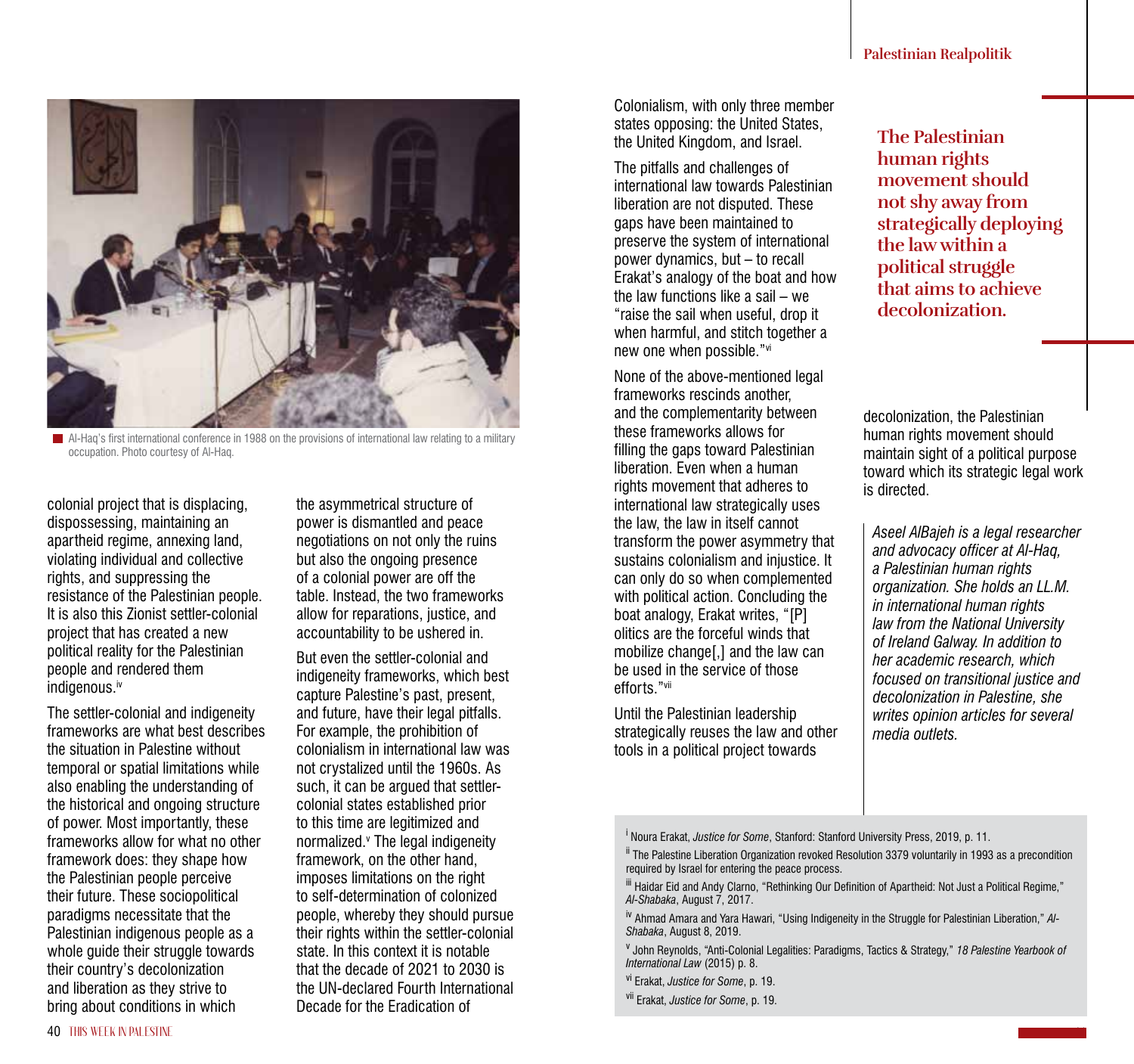Al-Haq's first international conference in 1988 on the provisions of international law relating to a military occupation. Photo courtesy of Al-Haq.

colonial project that is displacing, dispossessing, maintaining an apartheid regime, annexing land, violating individual and collective rights, and suppressing the resistance of the Palestinian people. It is also this Zionist settler-colonial project that has created a new political reality for the Palestinian people and rendered them indigenous.[iv]

The settler-colonial and indigeneity frameworks are what best describes the situation in Palestine without temporal or spatial limitations while also enabling the understanding of the historical and ongoing structure of power. Most importantly, these frameworks allow for what no other framework does: they shape how the Palestinian people perceive their future. These sociopolitical paradigms necessitate that the Palestinian indigenous people as a whole guide their struggle towards their country's decolonization and liberation as they strive to bring about conditions in which the asymmetrical structure of power is dismantled and peace negotiations on not only the ruins but also the ongoing presence of a colonial power are off the table. Instead, the two frameworks allow for reparations, justice, and accountability to be ushered in.

But even the settler-colonial and indigeneity frameworks, which best capture Palestine's past, present, and future, have their legal pitfalls. For example, the prohibition of colonialism in international law was not crystalized until the 1960s. As such, it can be argued that settler-colonial states established prior to this time are legitimized and normalized.[v] The legal indigeneity framework, on the other hand, imposes limitations on the right to self-determination of colonized people, whereby they should pursue their rights within the settler-colonial state. In this context it is notable that the decade of 2021 to 2030 is the UN-declared Fourth International Decade for the Eradication of Colonialism, with only three member states opposing: the United States, the United Kingdom, and Israel.

The pitfalls and challenges of international law towards Palestinian liberation are not disputed. These gaps have been maintained to preserve the system of international power dynamics, but – to recall Erakat's analogy of the boat and how the law functions like a sail – we "raise the sail when useful, drop it when harmful, and stitch together a new one when possible."[vi]

None of the above-mentioned legal frameworks rescinds another, and the complementary between these frameworks allows for filling the gaps toward Palestinian liberation. Even when a human rights movement that adheres to international law strategically uses the law, the law in itself cannot transform the power asymmetry that sustains colonialism and injustice. It can only do so when complemented with political action. Concluding the boat analogy, Erakat writes, "[P]olitics are the forceful winds that mobilize change[,] and the law can be used in the service of those efforts."[vii]

**The Palestinian human rights movement should not shy away from strategically deploying the law within a political struggle that aims to achieve decolonization.**

Until the Palestinian leadership strategically reuses the law and other tools in a political project towards decolonization, the Palestinian human rights movement should maintain sight of a political purpose toward which its strategic legal work is directed.

*Aseel AlBajeh is a legal researcher and advocacy officer at Al-Haq, a Palestinian human rights organization. She holds an LL.M. in international human rights law from the National University of Ireland Galway. In addition to her academic research, which focused on transitional justice and decolonization in Palestine, she writes opinion articles for several media outlets.*

---

[i] Noura Erakat, *Justice for Some*, Stanford: Stanford University Press, 2019, p. 11.

[ii] The Palestine Liberation Organization revoked Resolution 3379 voluntarily in 1993 as a precondition required by Israel for entering the peace process.

[iii] Haidar Eid and Andy Clarno, "Rethinking Our Definition of Apartheid: Not Just a Political Regime," *Al-Shabaka*, August 7, 2017.

[iv] Ahmad Amara and Yara Hawari, "Using Indigeneity in the Struggle for Palestinian Liberation," *Al-Shabaka*, August 8, 2019.

[v] John Reynolds, "Anti-Colonial Legalities: Paradigms, Tactics & Strategy," *18 Palestine Yearbook of International Law* (2015) p. 8.

[vi] Erakat, *Justice for Some*, p. 19.

[vii] Erakat, *Justice for Some*, p. 19.